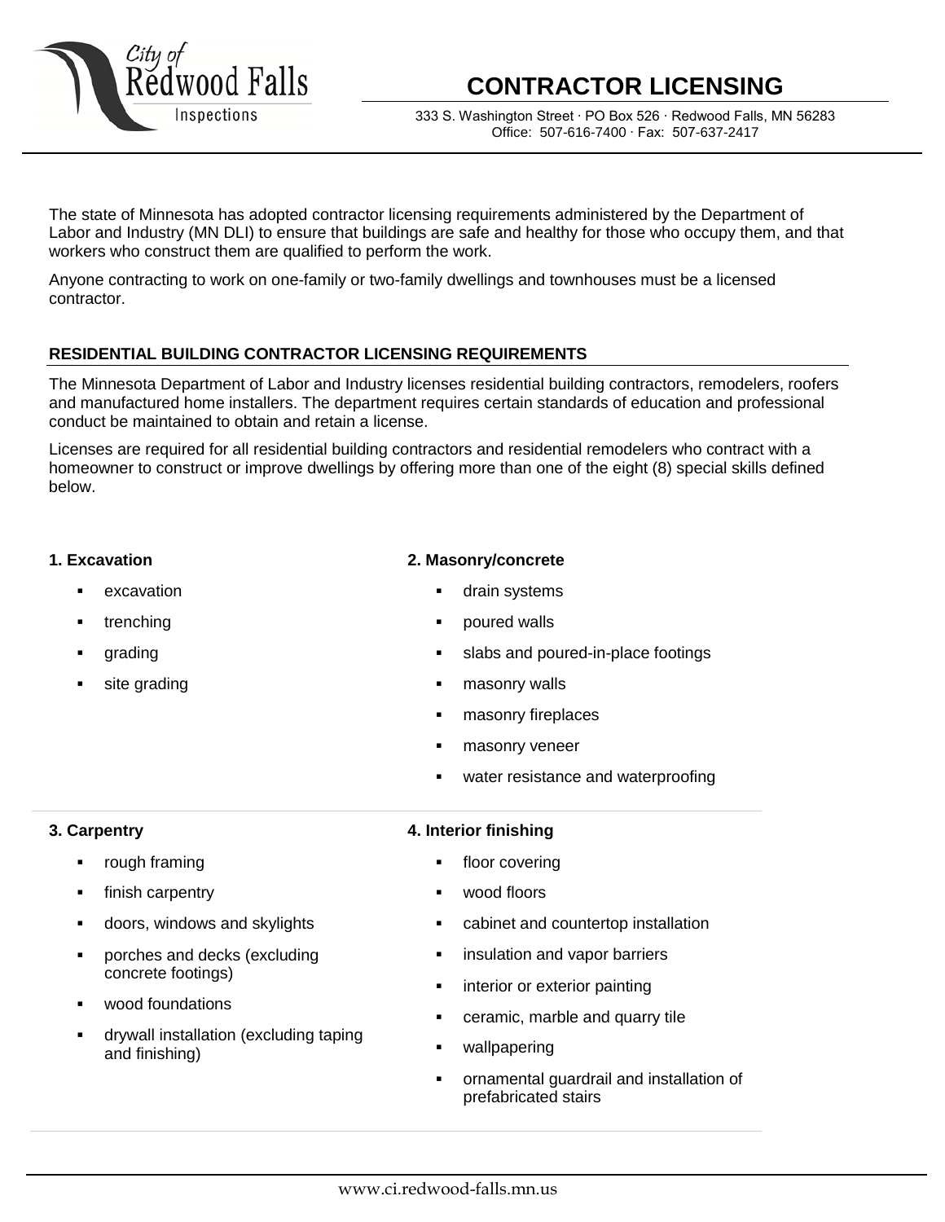# CONTRACTOR LICENSING

333 S. Washington Street · PO Box 526 · Redwood Falls, MN 56283
Office: 507-616-7400 · Fax: 507-637-2417

The state of Minnesota has adopted contractor licensing requirements administered by the Department of Labor and Industry (MN DLI) to ensure that buildings are safe and healthy for those who occupy them, and that workers who construct them are qualified to perform the work.

Anyone contracting to work on one-family or two-family dwellings and townhouses must be a licensed contractor.

## RESIDENTIAL BUILDING CONTRACTOR LICENSING REQUIREMENTS

The Minnesota Department of Labor and Industry licenses residential building contractors, remodelers, roofers and manufactured home installers. The department requires certain standards of education and professional conduct be maintained to obtain and retain a license.

Licenses are required for all residential building contractors and residential remodelers who contract with a homeowner to construct or improve dwellings by offering more than one of the eight (8) special skills defined below.

**1. Excavation**

- excavation
- trenching
- grading
- site grading

**2. Masonry/concrete**

- drain systems
- poured walls
- slabs and poured-in-place footings
- masonry walls
- masonry fireplaces
- masonry veneer
- water resistance and waterproofing

**3. Carpentry**

- rough framing
- finish carpentry
- doors, windows and skylights
- porches and decks (excluding concrete footings)
- wood foundations
- drywall installation (excluding taping and finishing)

**4. Interior finishing**

- floor covering
- wood floors
- cabinet and countertop installation
- insulation and vapor barriers
- interior or exterior painting
- ceramic, marble and quarry tile
- wallpapering
- ornamental guardrail and installation of prefabricated stairs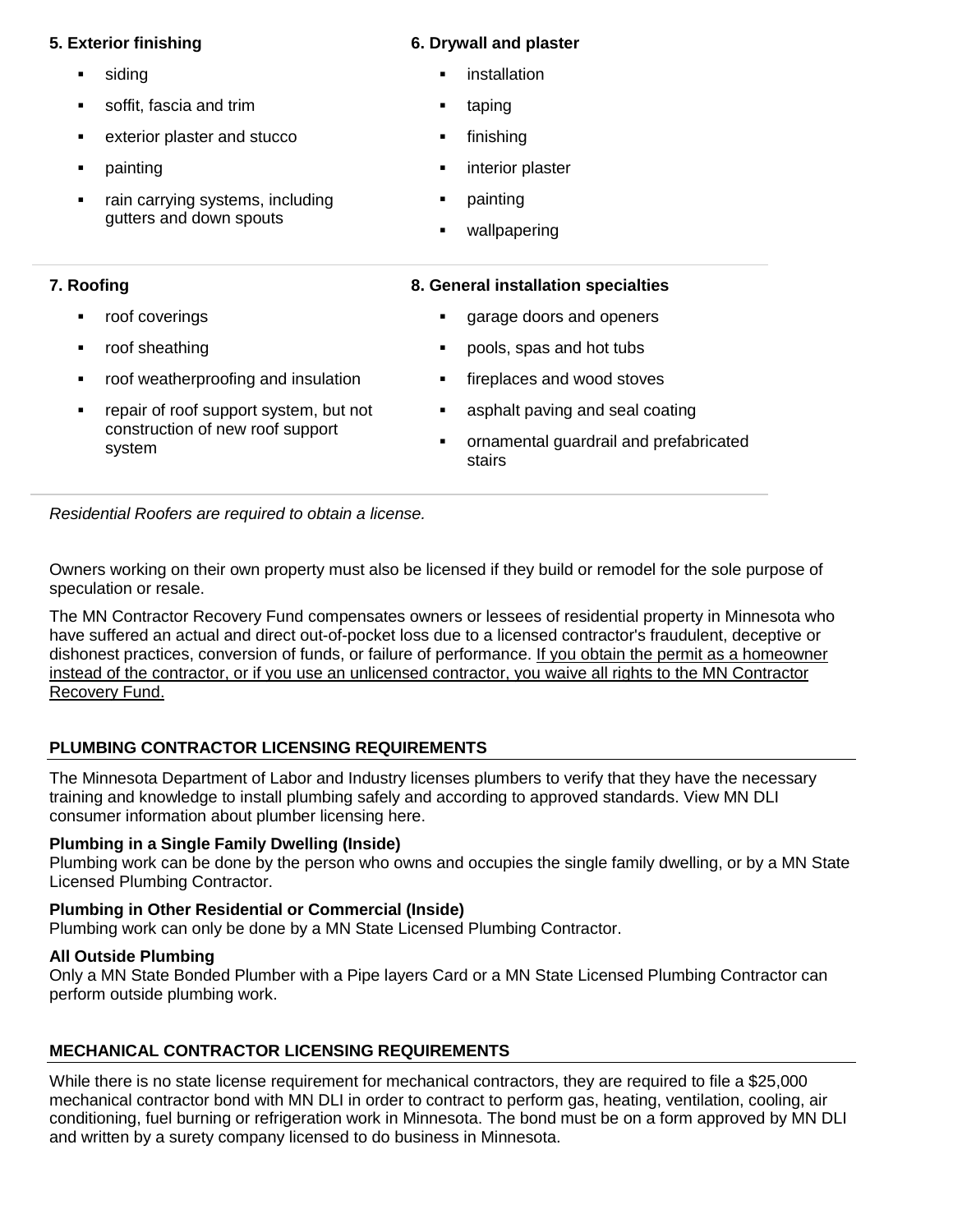**5. Exterior finishing**

- siding
- soffit, fascia and trim
- exterior plaster and stucco
- painting
- rain carrying systems, including gutters and down spouts

**6. Drywall and plaster**

- installation
- taping
- finishing
- interior plaster
- painting
- wallpapering

**7. Roofing**

- roof coverings
- roof sheathing
- roof weatherproofing and insulation
- repair of roof support system, but not construction of new roof support system

**8. General installation specialties**

- garage doors and openers
- pools, spas and hot tubs
- fireplaces and wood stoves
- asphalt paving and seal coating
- ornamental guardrail and prefabricated stairs

*Residential Roofers are required to obtain a license.*

Owners working on their own property must also be licensed if they build or remodel for the sole purpose of speculation or resale.

The MN Contractor Recovery Fund compensates owners or lessees of residential property in Minnesota who have suffered an actual and direct out-of-pocket loss due to a licensed contractor's fraudulent, deceptive or dishonest practices, conversion of funds, or failure of performance. <u>If you obtain the permit as a homeowner instead of the contractor, or if you use an unlicensed contractor, you waive all rights to the MN Contractor Recovery Fund.</u>

## PLUMBING CONTRACTOR LICENSING REQUIREMENTS

The Minnesota Department of Labor and Industry licenses plumbers to verify that they have the necessary training and knowledge to install plumbing safely and according to approved standards. View MN DLI consumer information about plumber licensing here.

**Plumbing in a Single Family Dwelling (Inside)**
Plumbing work can be done by the person who owns and occupies the single family dwelling, or by a MN State Licensed Plumbing Contractor.

**Plumbing in Other Residential or Commercial (Inside)**
Plumbing work can only be done by a MN State Licensed Plumbing Contractor.

**All Outside Plumbing**
Only a MN State Bonded Plumber with a Pipe layers Card or a MN State Licensed Plumbing Contractor can perform outside plumbing work.

## MECHANICAL CONTRACTOR LICENSING REQUIREMENTS

While there is no state license requirement for mechanical contractors, they are required to file a $25,000 mechanical contractor bond with MN DLI in order to contract to perform gas, heating, ventilation, cooling, air conditioning, fuel burning or refrigeration work in Minnesota. The bond must be on a form approved by MN DLI and written by a surety company licensed to do business in Minnesota.